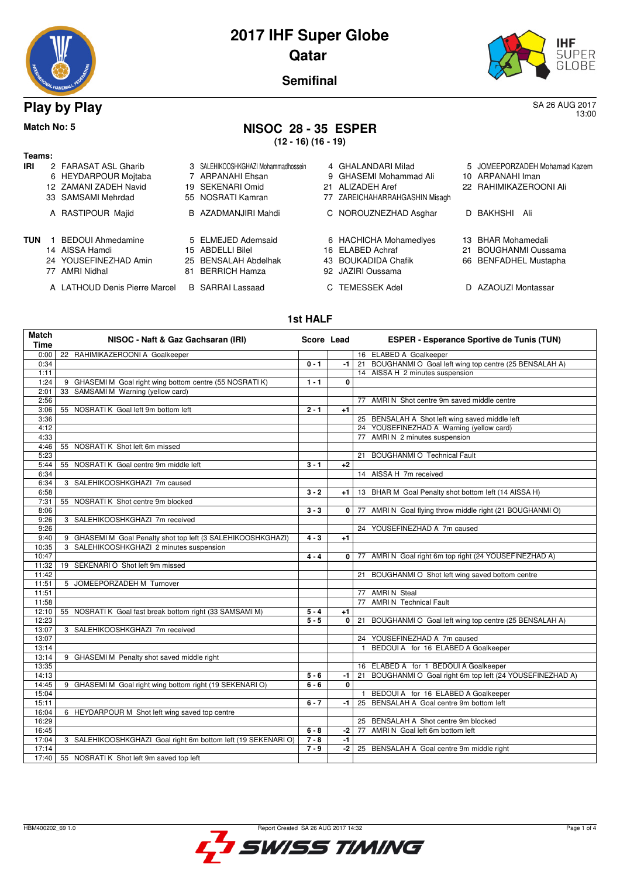# 2017 IHF Super Globe
## Qatar
### Semifinal

## Play by Play

SA 26 AUG 2017
13:00

**Match No: 5**

## NISOC 28 - 35 ESPER
**(12 - 16) (16 - 19)**

**Teams:**

**IRI**

| | | | |
|---|---|---|---|
| 2 FARASAT ASL Gharib | 3 SALEHIKOOSHKGHAZI Mohammadhossein | 4 GHALANDARI Milad | 5 JOMEEPORZADEH Mohamad Kazem |
| 6 HEYDARPOUR Mojtaba | 7 ARPANAHI Ehsan | 9 GHASEMI Mohammad Ali | 10 ARPANAHI Iman |
| 12 ZAMANI ZADEH Navid | 19 SEKENARI Omid | 21 ALIZADEH Aref | 22 RAHIMIKAZEROONI Ali |
| 33 SAMSAMI Mehrdad | 55 NOSRATI Kamran | 77 ZAREICHAHARRAHGASHIN Misagh | |
| A RASTIPOUR Majid | B AZADMANJIRI Mahdi | C NOROUZNEZHAD Asghar | D BAKHSHI Ali |

**TUN**

| | | | |
|---|---|---|---|
| 1 BEDOUI Ahmedamine | 5 ELMEJED Ademsaid | 6 HACHICHA Mohamedlyes | 13 BHAR Mohamedali |
| 14 AISSA Hamdi | 15 ABDELLI Bilel | 16 ELABED Achraf | 21 BOUGHANMI Oussama |
| 24 YOUSEFINEZHAD Amin | 25 BENSALAH Abdelhak | 43 BOUKADIDA Chafik | 66 BENFADHEL Mustapha |
| 77 AMRI Nidhal | 81 BERRICH Hamza | 92 JAZIRI Oussama | |
| A LATHOUD Denis Pierre Marcel | B SARRAI Lassaad | C TEMESSEK Adel | D AZAOUZI Montassar |

### 1st HALF

| Match Time | NISOC - Naft & Gaz Gachsaran (IRI) | Score | Lead | ESPER - Esperance Sportive de Tunis (TUN) |
|---|---|---|---|---|
| 0:00 | 22 RAHIMIKAZEROONI A Goalkeeper | | | 16 ELABED A Goalkeeper |
| 0:34 | | 0 - 1 | -1 | 21 BOUGHANMI O Goal left wing top centre (25 BENSALAH A) |
| 1:11 | | | | 14 AISSA H 2 minutes suspension |
| 1:24 | 9 GHASEMI M Goal right wing bottom centre (55 NOSRATI K) | 1 - 1 | 0 | |
| 2:01 | 33 SAMSAMI M Warning (yellow card) | | | |
| 2:56 | | | | 77 AMRI N Shot centre 9m saved middle centre |
| 3:06 | 55 NOSRATI K Goal left 9m bottom left | 2 - 1 | +1 | |
| 3:36 | | | | 25 BENSALAH A Shot left wing saved middle left |
| 4:12 | | | | 24 YOUSEFINEZHAD A Warning (yellow card) |
| 4:33 | | | | 77 AMRI N 2 minutes suspension |
| 4:46 | 55 NOSRATI K Shot left 6m missed | | | |
| 5:23 | | | | 21 BOUGHANMI O Technical Fault |
| 5:44 | 55 NOSRATI K Goal centre 9m middle left | 3 - 1 | +2 | |
| 6:34 | | | | 14 AISSA H 7m received |
| 6:34 | 3 SALEHIKOOSHKGHAZI 7m caused | | | |
| 6:58 | | 3 - 2 | +1 | 13 BHAR M Goal Penalty shot bottom left (14 AISSA H) |
| 7:31 | 55 NOSRATI K Shot centre 9m blocked | | | |
| 8:06 | | 3 - 3 | 0 | 77 AMRI N Goal flying throw middle right (21 BOUGHANMI O) |
| 9:26 | 3 SALEHIKOOSHKGHAZI 7m received | | | |
| 9:26 | | | | 24 YOUSEFINEZHAD A 7m caused |
| 9:40 | 9 GHASEMI M Goal Penalty shot top left (3 SALEHIKOOSHKGHAZI) | 4 - 3 | +1 | |
| 10:35 | 3 SALEHIKOOSHKGHAZI 2 minutes suspension | | | |
| 10:47 | | 4 - 4 | 0 | 77 AMRI N Goal right 6m top right (24 YOUSEFINEZHAD A) |
| 11:32 | 19 SEKENARI O Shot left 9m missed | | | |
| 11:42 | | | | 21 BOUGHANMI O Shot left wing saved bottom centre |
| 11:51 | 5 JOMEEPORZADEH M Turnover | | | |
| 11:51 | | | | 77 AMRI N Steal |
| 11:58 | | | | 77 AMRI N Technical Fault |
| 12:10 | 55 NOSRATI K Goal fast break bottom right (33 SAMSAMI M) | 5 - 4 | +1 | |
| 12:23 | | 5 - 5 | 0 | 21 BOUGHANMI O Goal left wing top centre (25 BENSALAH A) |
| 13:07 | 3 SALEHIKOOSHKGHAZI 7m received | | | |
| 13:07 | | | | 24 YOUSEFINEZHAD A 7m caused |
| 13:14 | | | | 1 BEDOUI A for 16 ELABED A Goalkeeper |
| 13:14 | 9 GHASEMI M Penalty shot saved middle right | | | |
| 13:35 | | | | 16 ELABED A for 1 BEDOUI A Goalkeeper |
| 14:13 | | 5 - 6 | -1 | 21 BOUGHANMI O Goal right 6m top left (24 YOUSEFINEZHAD A) |
| 14:45 | 9 GHASEMI M Goal right wing bottom right (19 SEKENARI O) | 6 - 6 | 0 | |
| 15:04 | | | | 1 BEDOUI A for 16 ELABED A Goalkeeper |
| 15:11 | | 6 - 7 | -1 | 25 BENSALAH A Goal centre 9m bottom left |
| 16:04 | 6 HEYDARPOUR M Shot left wing saved top centre | | | |
| 16:29 | | | | 25 BENSALAH A Shot centre 9m blocked |
| 16:45 | | 6 - 8 | -2 | 77 AMRI N Goal left 6m bottom left |
| 17:04 | 3 SALEHIKOOSHKGHAZI Goal right 6m bottom left (19 SEKENARI O) | 7 - 8 | -1 | |
| 17:14 | | 7 - 9 | -2 | 25 BENSALAH A Goal centre 9m middle right |
| 17:40 | 55 NOSRATI K Shot left 9m saved top left | | | |

HBM400202_69 1.0 Report Created SA 26 AUG 2017 14:32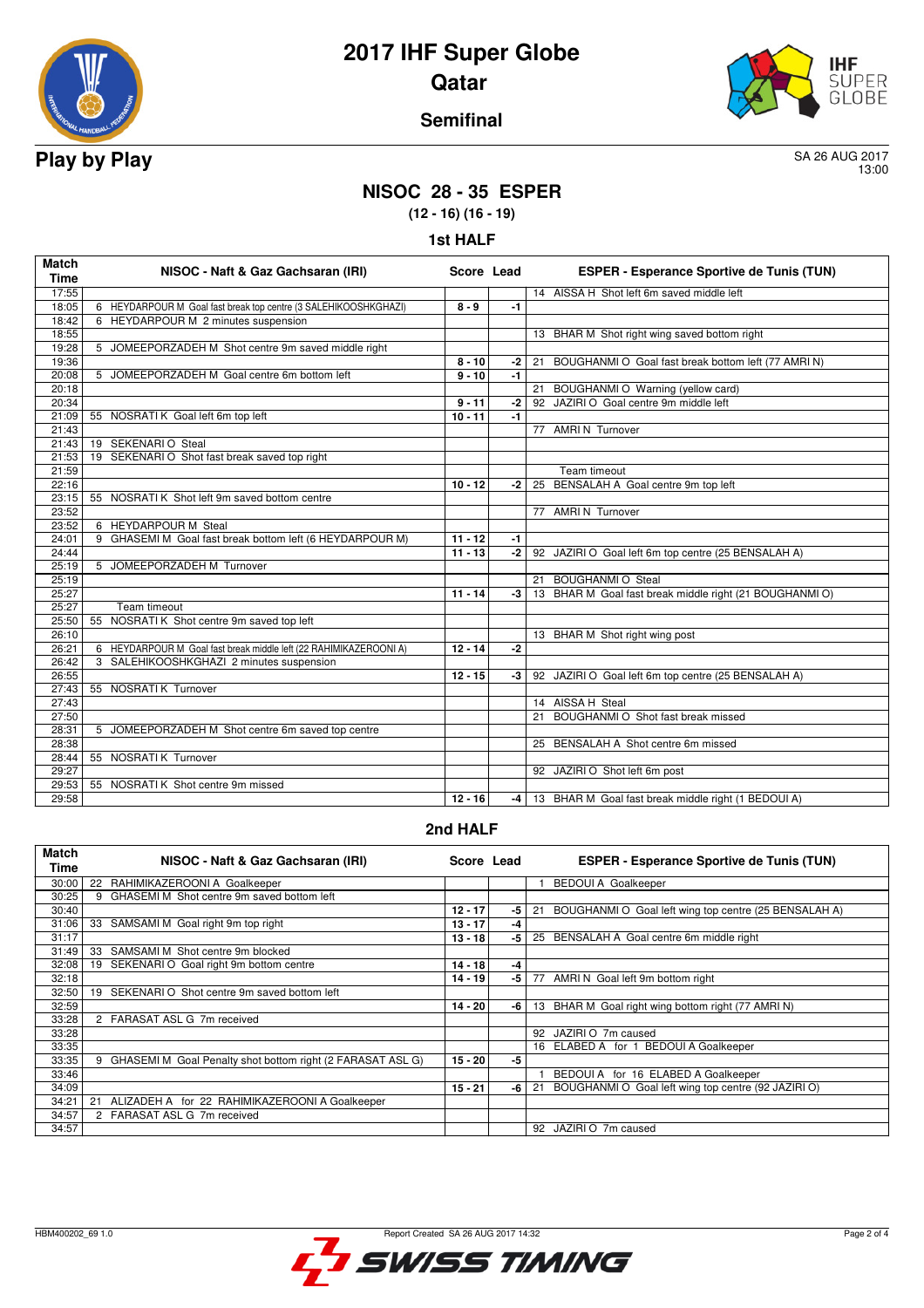# 2017 IHF Super Globe
## Qatar
### Semifinal

**Play by Play**

SA 26 AUG 2017
13:00

## NISOC 28 - 35 ESPER
**(12 - 16) (16 - 19)**

### 1st HALF

| Match Time | NISOC - Naft & Gaz Gachsaran (IRI) | Score | Lead | ESPER - Esperance Sportive de Tunis (TUN) |
|---|---|---|---|---|
| 17:55 | | | | 14 AISSA H Shot left 6m saved middle left |
| 18:05 | 6 HEYDARPOUR M Goal fast break top centre (3 SALEHIKOOSHKGHAZI) | 8 - 9 | -1 | |
| 18:42 | 6 HEYDARPOUR M 2 minutes suspension | | | |
| 18:55 | | | | 13 BHAR M Shot right wing saved bottom right |
| 19:28 | 5 JOMEEPORZADEH M Shot centre 9m saved middle right | | | |
| 19:36 | | 8 - 10 | -2 | 21 BOUGHANMI O Goal fast break bottom left (77 AMRI N) |
| 20:08 | 5 JOMEEPORZADEH M Goal centre 6m bottom left | 9 - 10 | -1 | |
| 20:18 | | | | 21 BOUGHANMI O Warning (yellow card) |
| 20:34 | | 9 - 11 | -2 | 92 JAZIRI O Goal centre 9m middle left |
| 21:09 | 55 NOSRATI K Goal left 6m top left | 10 - 11 | -1 | |
| 21:43 | | | | 77 AMRI N Turnover |
| 21:43 | 19 SEKENARI O Steal | | | |
| 21:53 | 19 SEKENARI O Shot fast break saved top right | | | |
| 21:59 | | | | Team timeout |
| 22:16 | | 10 - 12 | -2 | 25 BENSALAH A Goal centre 9m top left |
| 23:15 | 55 NOSRATI K Shot left 9m saved bottom centre | | | |
| 23:52 | | | | 77 AMRI N Turnover |
| 23:52 | 6 HEYDARPOUR M Steal | | | |
| 24:01 | 9 GHASEMI M Goal fast break bottom left (6 HEYDARPOUR M) | 11 - 12 | -1 | |
| 24:44 | | 11 - 13 | -2 | 92 JAZIRI O Goal left 6m top centre (25 BENSALAH A) |
| 25:19 | 5 JOMEEPORZADEH M Turnover | | | |
| 25:19 | | | | 21 BOUGHANMI O Steal |
| 25:27 | | 11 - 14 | -3 | 13 BHAR M Goal fast break middle right (21 BOUGHANMI O) |
| 25:27 | Team timeout | | | |
| 25:50 | 55 NOSRATI K Shot centre 9m saved top left | | | |
| 26:10 | | | | 13 BHAR M Shot right wing post |
| 26:21 | 6 HEYDARPOUR M Goal fast break middle left (22 RAHIMIKAZEROONI A) | 12 - 14 | -2 | |
| 26:42 | 3 SALEHIKOOSHKGHAZI 2 minutes suspension | | | |
| 26:55 | | 12 - 15 | -3 | 92 JAZIRI O Goal left 6m top centre (25 BENSALAH A) |
| 27:43 | 55 NOSRATI K Turnover | | | |
| 27:43 | | | | 14 AISSA H Steal |
| 27:50 | | | | 21 BOUGHANMI O Shot fast break missed |
| 28:31 | 5 JOMEEPORZADEH M Shot centre 6m saved top centre | | | |
| 28:38 | | | | 25 BENSALAH A Shot centre 6m missed |
| 28:44 | 55 NOSRATI K Turnover | | | |
| 29:27 | | | | 92 JAZIRI O Shot left 6m post |
| 29:53 | 55 NOSRATI K Shot centre 9m missed | | | |
| 29:58 | | 12 - 16 | -4 | 13 BHAR M Goal fast break middle right (1 BEDOUI A) |

### 2nd HALF

| Match Time | NISOC - Naft & Gaz Gachsaran (IRI) | Score | Lead | ESPER - Esperance Sportive de Tunis (TUN) |
|---|---|---|---|---|
| 30:00 | 22 RAHIMIKAZEROONI A Goalkeeper | | | 1 BEDOUI A Goalkeeper |
| 30:25 | 9 GHASEMI M Shot centre 9m saved bottom left | | | |
| 30:40 | | 12 - 17 | -5 | 21 BOUGHANMI O Goal left wing top centre (25 BENSALAH A) |
| 31:06 | 33 SAMSAMI M Goal right 9m top right | 13 - 17 | -4 | |
| 31:17 | | 13 - 18 | -5 | 25 BENSALAH A Goal centre 6m middle right |
| 31:49 | 33 SAMSAMI M Shot centre 9m blocked | | | |
| 32:08 | 19 SEKENARI O Goal right 9m bottom centre | 14 - 18 | -4 | |
| 32:18 | | 14 - 19 | -5 | 77 AMRI N Goal left 9m bottom right |
| 32:50 | 19 SEKENARI O Shot centre 9m saved bottom left | | | |
| 32:59 | | 14 - 20 | -6 | 13 BHAR M Goal right wing bottom right (77 AMRI N) |
| 33:28 | 2 FARASAT ASL G 7m received | | | |
| 33:28 | | | | 92 JAZIRI O 7m caused |
| 33:35 | | | | 16 ELABED A for 1 BEDOUI A Goalkeeper |
| 33:35 | 9 GHASEMI M Goal Penalty shot bottom right (2 FARASAT ASL G) | 15 - 20 | -5 | |
| 33:46 | | | | 1 BEDOUI A for 16 ELABED A Goalkeeper |
| 34:09 | | 15 - 21 | -6 | 21 BOUGHANMI O Goal left wing top centre (92 JAZIRI O) |
| 34:21 | 21 ALIZADEH A for 22 RAHIMIKAZEROONI A Goalkeeper | | | |
| 34:57 | 2 FARASAT ASL G 7m received | | | |
| 34:57 | | | | 92 JAZIRI O 7m caused |

HBM400202_69 1.0 Report Created SA 26 AUG 2017 14:32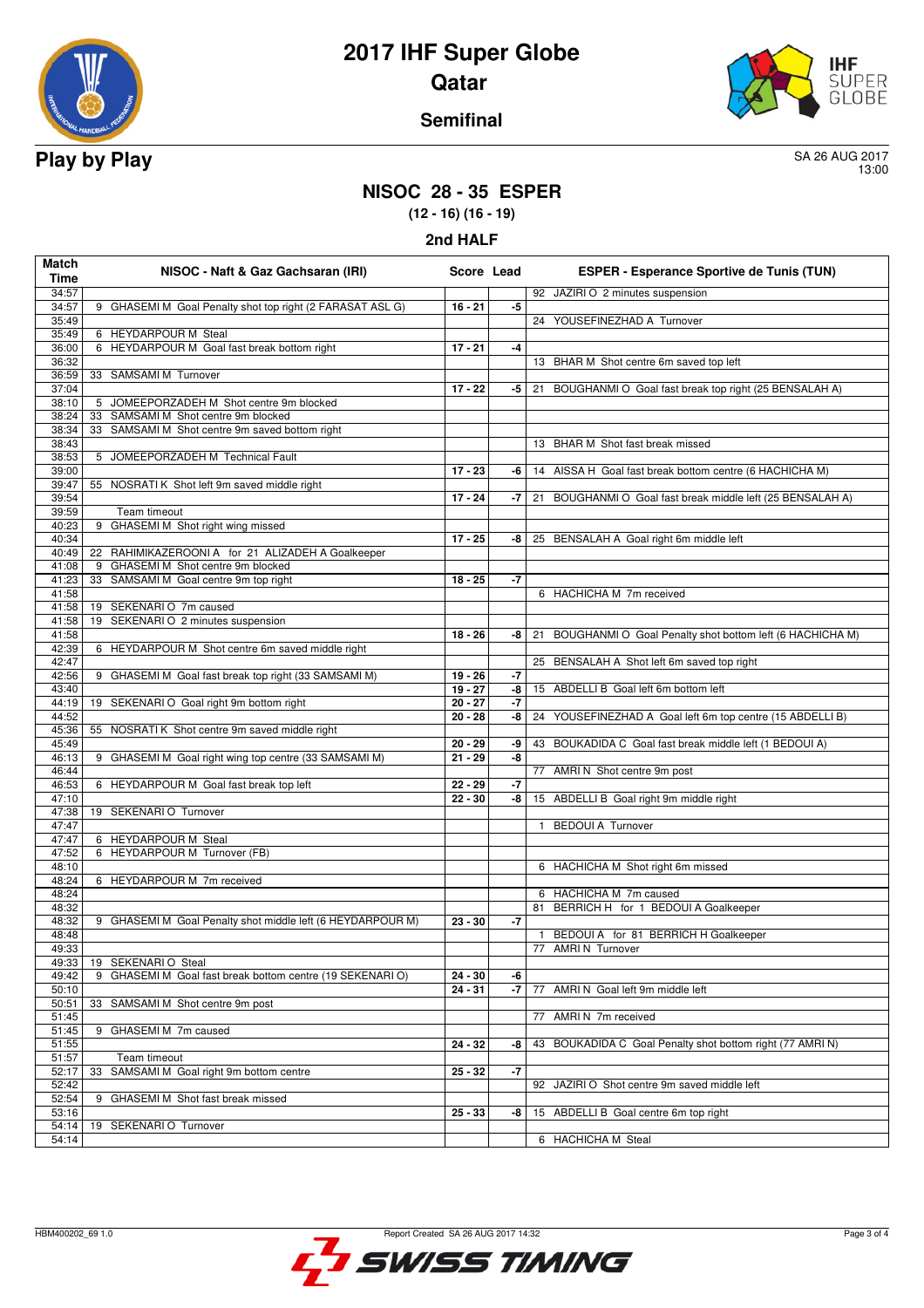# 2017 IHF Super Globe
## Qatar
### Semifinal

**Play by Play**

SA 26 AUG 2017
13:00

## NISOC 28 - 35 ESPER
**(12 - 16) (16 - 19)**

### 2nd HALF

| Match Time | NISOC - Naft & Gaz Gachsaran (IRI) | Score | Lead | ESPER - Esperance Sportive de Tunis (TUN) |
|---|---|---|---|---|
| 34:57 | | | | 92 JAZIRI O 2 minutes suspension |
| 34:57 | 9 GHASEMI M Goal Penalty shot top right (2 FARASAT ASL G) | 16 - 21 | -5 | |
| 35:49 | | | | 24 YOUSEFINEZHAD A Turnover |
| 35:49 | 6 HEYDARPOUR M Steal | | | |
| 36:00 | 6 HEYDARPOUR M Goal fast break bottom right | 17 - 21 | -4 | |
| 36:32 | | | | 13 BHAR M Shot centre 6m saved top left |
| 36:59 | 33 SAMSAMI M Turnover | | | |
| 37:04 | | 17 - 22 | -5 | 21 BOUGHANMI O Goal fast break top right (25 BENSALAH A) |
| 38:10 | 5 JOMEEPORZADEH M Shot centre 9m blocked | | | |
| 38:24 | 33 SAMSAMI M Shot centre 9m blocked | | | |
| 38:34 | 33 SAMSAMI M Shot centre 9m saved bottom right | | | |
| 38:43 | | | | 13 BHAR M Shot fast break missed |
| 38:53 | 5 JOMEEPORZADEH M Technical Fault | | | |
| 39:00 | | 17 - 23 | -6 | 14 AISSA H Goal fast break bottom centre (6 HACHICHA M) |
| 39:47 | 55 NOSRATI K Shot left 9m saved middle right | | | |
| 39:54 | | 17 - 24 | -7 | 21 BOUGHANMI O Goal fast break middle left (25 BENSALAH A) |
| 39:59 | Team timeout | | | |
| 40:23 | 9 GHASEMI M Shot right wing missed | | | |
| 40:34 | | 17 - 25 | -8 | 25 BENSALAH A Goal right 6m middle left |
| 40:49 | 22 RAHIMIKAZEROONI A for 21 ALIZADEH A Goalkeeper | | | |
| 41:08 | 9 GHASEMI M Shot centre 9m blocked | | | |
| 41:23 | 33 SAMSAMI M Goal centre 9m top right | 18 - 25 | -7 | |
| 41:58 | | | | 6 HACHICHA M 7m received |
| 41:58 | 19 SEKENARI O 7m caused | | | |
| 41:58 | 19 SEKENARI O 2 minutes suspension | | | |
| 41:58 | | 18 - 26 | -8 | 21 BOUGHANMI O Goal Penalty shot bottom left (6 HACHICHA M) |
| 42:39 | 6 HEYDARPOUR M Shot centre 6m saved middle right | | | |
| 42:47 | | | | 25 BENSALAH A Shot left 6m saved top right |
| 42:56 | 9 GHASEMI M Goal fast break top right (33 SAMSAMI M) | 19 - 26 | -7 | |
| 43:40 | | 19 - 27 | -8 | 15 ABDELLI B Goal left 6m bottom left |
| 44:19 | 19 SEKENARI O Goal right 9m bottom right | 20 - 27 | -7 | |
| 44:52 | | 20 - 28 | -8 | 24 YOUSEFINEZHAD A Goal left 6m top centre (15 ABDELLI B) |
| 45:36 | 55 NOSRATI K Shot centre 9m saved middle right | | | |
| 45:49 | | 20 - 29 | -9 | 43 BOUKADIDA C Goal fast break middle left (1 BEDOUI A) |
| 46:13 | 9 GHASEMI M Goal right wing top centre (33 SAMSAMI M) | 21 - 29 | -8 | |
| 46:44 | | | | 77 AMRI N Shot centre 9m post |
| 46:53 | 6 HEYDARPOUR M Goal fast break top left | 22 - 29 | -7 | |
| 47:10 | | 22 - 30 | -8 | 15 ABDELLI B Goal right 9m middle right |
| 47:38 | 19 SEKENARI O Turnover | | | |
| 47:47 | | | | 1 BEDOUI A Turnover |
| 47:47 | 6 HEYDARPOUR M Steal | | | |
| 47:52 | 6 HEYDARPOUR M Turnover (FB) | | | |
| 48:10 | | | | 6 HACHICHA M Shot right 6m missed |
| 48:24 | 6 HEYDARPOUR M 7m received | | | |
| 48:24 | | | | 6 HACHICHA M 7m caused |
| 48:32 | | | | 81 BERRICH H for 1 BEDOUI A Goalkeeper |
| 48:32 | 9 GHASEMI M Goal Penalty shot middle left (6 HEYDARPOUR M) | 23 - 30 | -7 | |
| 48:48 | | | | 1 BEDOUI A for 81 BERRICH H Goalkeeper |
| 49:33 | | | | 77 AMRI N Turnover |
| 49:33 | 19 SEKENARI O Steal | | | |
| 49:42 | 9 GHASEMI M Goal fast break bottom centre (19 SEKENARI O) | 24 - 30 | -6 | |
| 50:10 | | 24 - 31 | -7 | 77 AMRI N Goal left 9m middle left |
| 50:51 | 33 SAMSAMI M Shot centre 9m post | | | |
| 51:45 | | | | 77 AMRI N 7m received |
| 51:45 | 9 GHASEMI M 7m caused | | | |
| 51:55 | | 24 - 32 | -8 | 43 BOUKADIDA C Goal Penalty shot bottom right (77 AMRI N) |
| 51:57 | Team timeout | | | |
| 52:17 | 33 SAMSAMI M Goal right 9m bottom centre | 25 - 32 | -7 | |
| 52:42 | | | | 92 JAZIRI O Shot centre 9m saved middle left |
| 52:54 | 9 GHASEMI M Shot fast break missed | | | |
| 53:16 | | 25 - 33 | -8 | 15 ABDELLI B Goal centre 6m top right |
| 54:14 | 19 SEKENARI O Turnover | | | |
| 54:14 | | | | 6 HACHICHA M Steal |

HBM400202_69 1.0 | Report Created SA 26 AUG 2017 14:32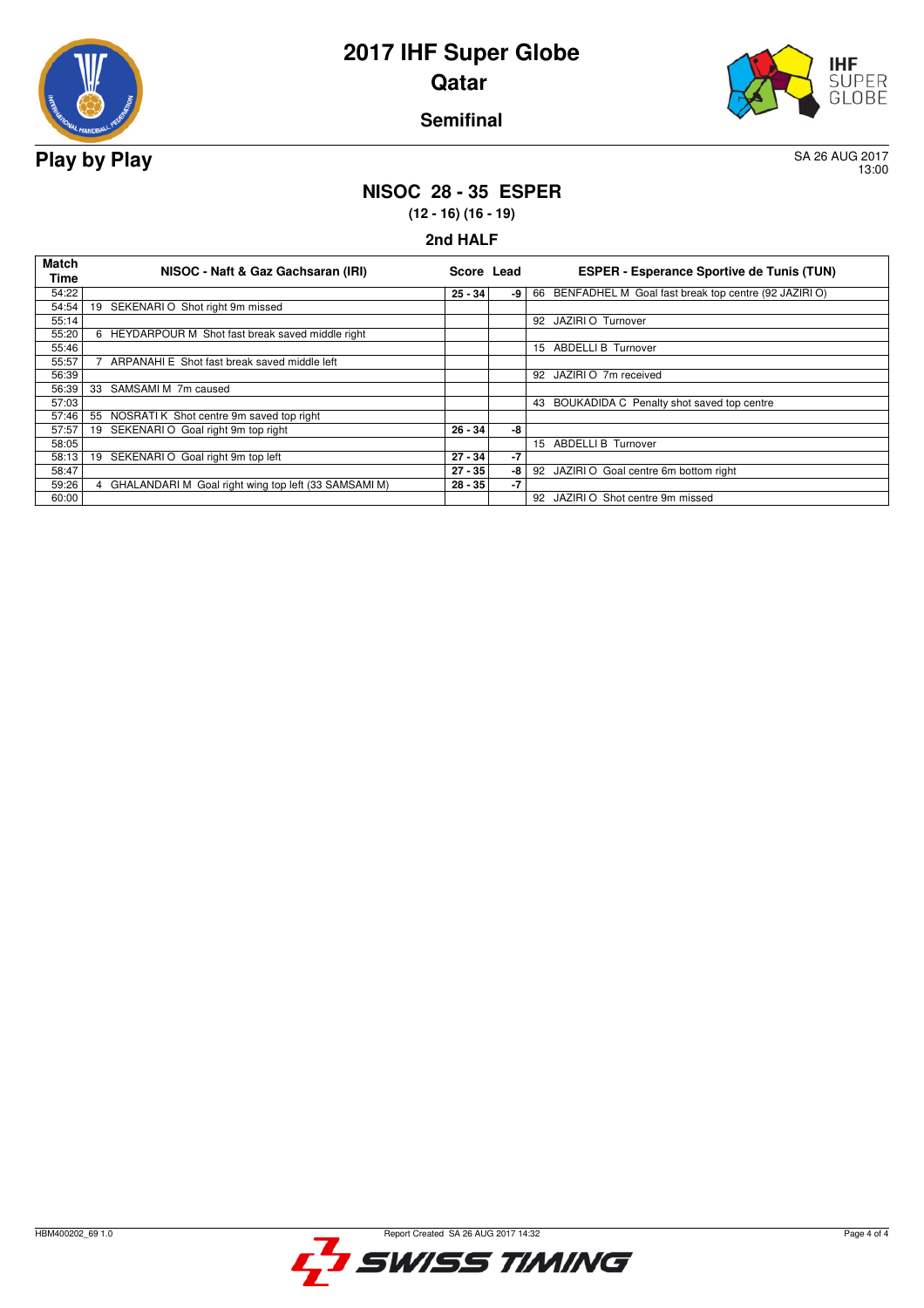# 2017 IHF Super Globe

## Qatar

### Semifinal

## Play by Play

SA 26 AUG 2017
13:00

### NISOC 28 - 35 ESPER

**(12 - 16) (16 - 19)**

### 2nd HALF

| Match Time | NISOC - Naft & Gaz Gachsaran (IRI) | Score | Lead | ESPER - Esperance Sportive de Tunis (TUN) |
|---|---|---|---|---|
| 54:22 | | 25 - 34 | -9 | 66 BENFADHEL M Goal fast break top centre (92 JAZIRI O) |
| 54:54 | 19 SEKENARI O Shot right 9m missed | | | |
| 55:14 | | | | 92 JAZIRI O Turnover |
| 55:20 | 6 HEYDARPOUR M Shot fast break saved middle right | | | |
| 55:46 | | | | 15 ABDELLI B Turnover |
| 55:57 | 7 ARPANAHI E Shot fast break saved middle left | | | |
| 56:39 | | | | 92 JAZIRI O 7m received |
| 56:39 | 33 SAMSAMI M 7m caused | | | |
| 57:03 | | | | 43 BOUKADIDA C Penalty shot saved top centre |
| 57:46 | 55 NOSRATI K Shot centre 9m saved top right | | | |
| 57:57 | 19 SEKENARI O Goal right 9m top right | 26 - 34 | -8 | |
| 58:05 | | | | 15 ABDELLI B Turnover |
| 58:13 | 19 SEKENARI O Goal right 9m top left | 27 - 34 | -7 | |
| 58:47 | | 27 - 35 | -8 | 92 JAZIRI O Goal centre 6m bottom right |
| 59:26 | 4 GHALANDARI M Goal right wing top left (33 SAMSAMI M) | 28 - 35 | -7 | |
| 60:00 | | | | 92 JAZIRI O Shot centre 9m missed |

HBM400202_69 1.0 Report Created SA 26 AUG 2017 14:32